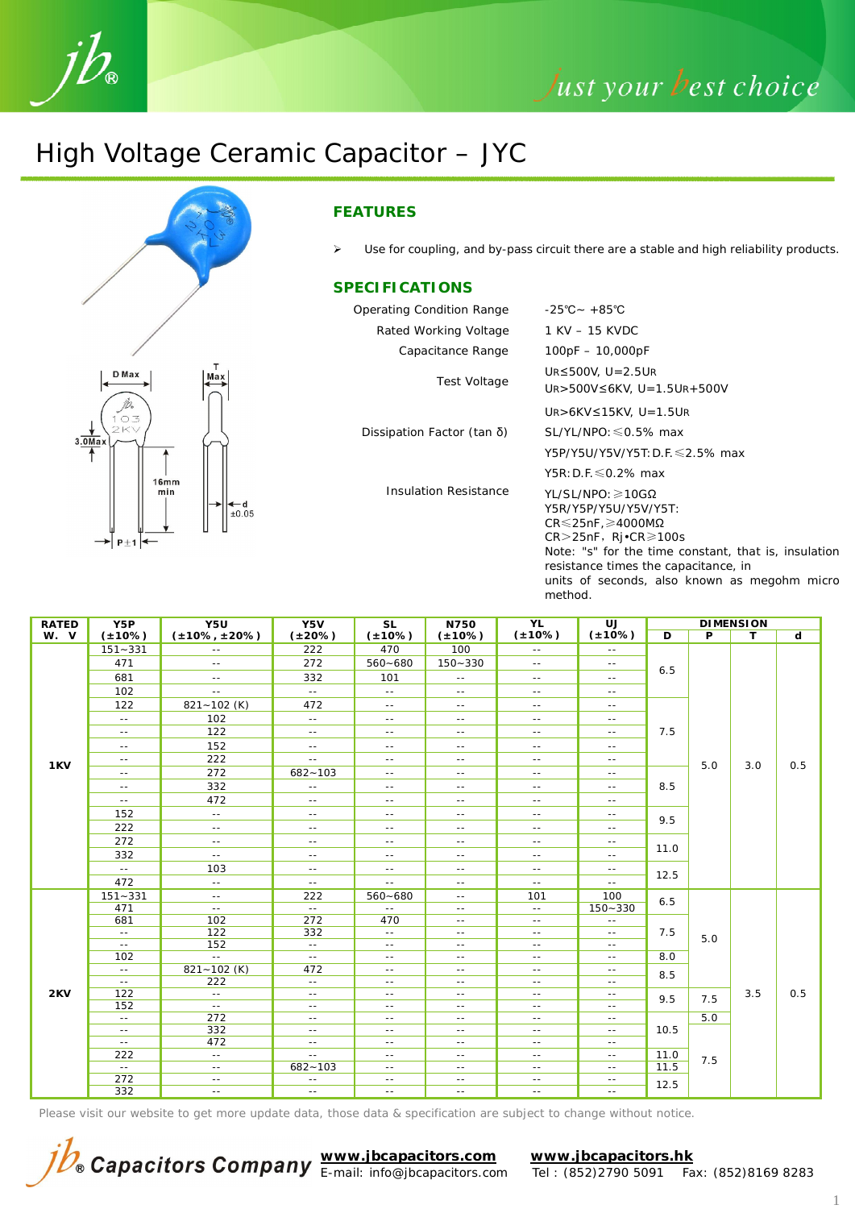# High Voltage Ceramic Capacitor – JYC

## FEATURES

- Use for coupling, and by-pass circuit there are a stable and high reliability products.

## SPECIFICATIONS

| | |
|---|---|
| Operating Condition Range | -25℃~ +85℃ |
| Rated Working Voltage | 1 KV – 15 KVDC |
| Capacitance Range | 100pF – 10,000pF |
| Test Voltage | $U_R$≤500V, U=2.5$U_R$<br>$U_R$>500V≤6KV, U=1.5$U_R$+500V<br>$U_R$>6KV≤15KV, U=1.5$U_R$ |
| Dissipation Factor (tan δ) | SL/YL/NPO:≤0.5% max<br>Y5P/Y5U/Y5V/Y5T: D.F.≤2.5% max<br>Y5R: D.F.≤0.2% max |
| Insulation Resistance | YL/SL/NPO:≥10GΩ<br>Y5R/Y5P/Y5U/Y5V/Y5T:<br>CR≤25nF,≥4000MΩ<br>CR>25nF, Rj•CR≥100s<br>Note: "s" for the time constant, that is, insulation resistance times the capacitance, in units of seconds, also known as megohm micro method. |

Dimensions: D Max; T Max; 3.0Max; 16mm min; d ±0.05; P±1

| RATED W. V | Y5P (±10%) | Y5U (±10%, ±20%) | Y5V (±20%) | SL (±10%) | N750 (±10%) | YL (±10%) | UJ (±10%) | D | P | T | d |
|---|---|---|---|---|---|---|---|---|---|---|---|
| 1KV | 151~331 | -- | 222 | 470 | 100 | -- | -- | 6.5 | 5.0 | 3.0 | 0.5 |
| | 471 | -- | 272 | 560~680 | 150~330 | -- | -- | | | | |
| | 681 | -- | 332 | 101 | -- | -- | -- | | | | |
| | 102 | -- | -- | -- | -- | -- | -- | | | | |
| | 122 | 821~102 (K) | 472 | -- | -- | -- | -- | 7.5 | | | |
| | -- | 102 | -- | -- | -- | -- | -- | | | | |
| | -- | 122 | -- | -- | -- | -- | -- | | | | |
| | -- | 152 | -- | -- | -- | -- | -- | | | | |
| | -- | 222 | -- | -- | -- | -- | -- | | | | |
| | -- | 272 | 682~103 | -- | -- | -- | -- | 8.5 | | | |
| | -- | 332 | -- | -- | -- | -- | -- | | | | |
| | -- | 472 | -- | -- | -- | -- | -- | | | | |
| | 152 | -- | -- | -- | -- | -- | -- | 9.5 | | | |
| | 222 | -- | -- | -- | -- | -- | -- | | | | |
| | 272 | -- | -- | -- | -- | -- | -- | 11.0 | | | |
| | 332 | -- | -- | -- | -- | -- | -- | | | | |
| | -- | 103 | -- | -- | -- | -- | -- | 12.5 | | | |
| | 472 | -- | -- | -- | -- | -- | -- | | | | |
| 2KV | 151~331 | -- | 222 | 560~680 | -- | 101 | 100 | 6.5 | 5.0 | 3.5 | 0.5 |
| | 471 | -- | -- | -- | -- | -- | 150~330 | | | | |
| | 681 | 102 | 272 | 470 | -- | -- | -- | 7.5 | | | |
| | -- | 122 | 332 | -- | -- | -- | -- | | | | |
| | -- | 152 | -- | -- | -- | -- | -- | | | | |
| | 102 | -- | -- | -- | -- | -- | -- | 8.0 | | | |
| | -- | 821~102 (K) | 472 | -- | -- | -- | -- | 8.5 | | | |
| | -- | 222 | -- | -- | -- | -- | -- | | | | |
| | 122 | -- | -- | -- | -- | -- | -- | 9.5 | 7.5 | | |
| | 152 | -- | -- | -- | -- | -- | -- | | | | |
| | -- | 272 | -- | -- | -- | -- | -- | 10.5 | 5.0 | | |
| | -- | 332 | -- | -- | -- | -- | -- | | | | |
| | -- | 472 | -- | -- | -- | -- | -- | | | | |
| | 222 | -- | -- | -- | -- | -- | -- | 11.0 | 7.5 | | |
| | -- | -- | 682~103 | -- | -- | -- | -- | 11.5 | | | |
| | 272 | -- | -- | -- | -- | -- | -- | 12.5 | | | |
| | 332 | -- | -- | -- | -- | -- | -- | | | | |

Please visit our website to get more update data, those data & specification are subject to change without notice.

jb® Capacitors Company

**www.jbcapacitors.com** E-mail: info@jbcapacitors.com

**www.jbcapacitors.hk** Tel : (852)2790 5091 Fax: (852)8169 8283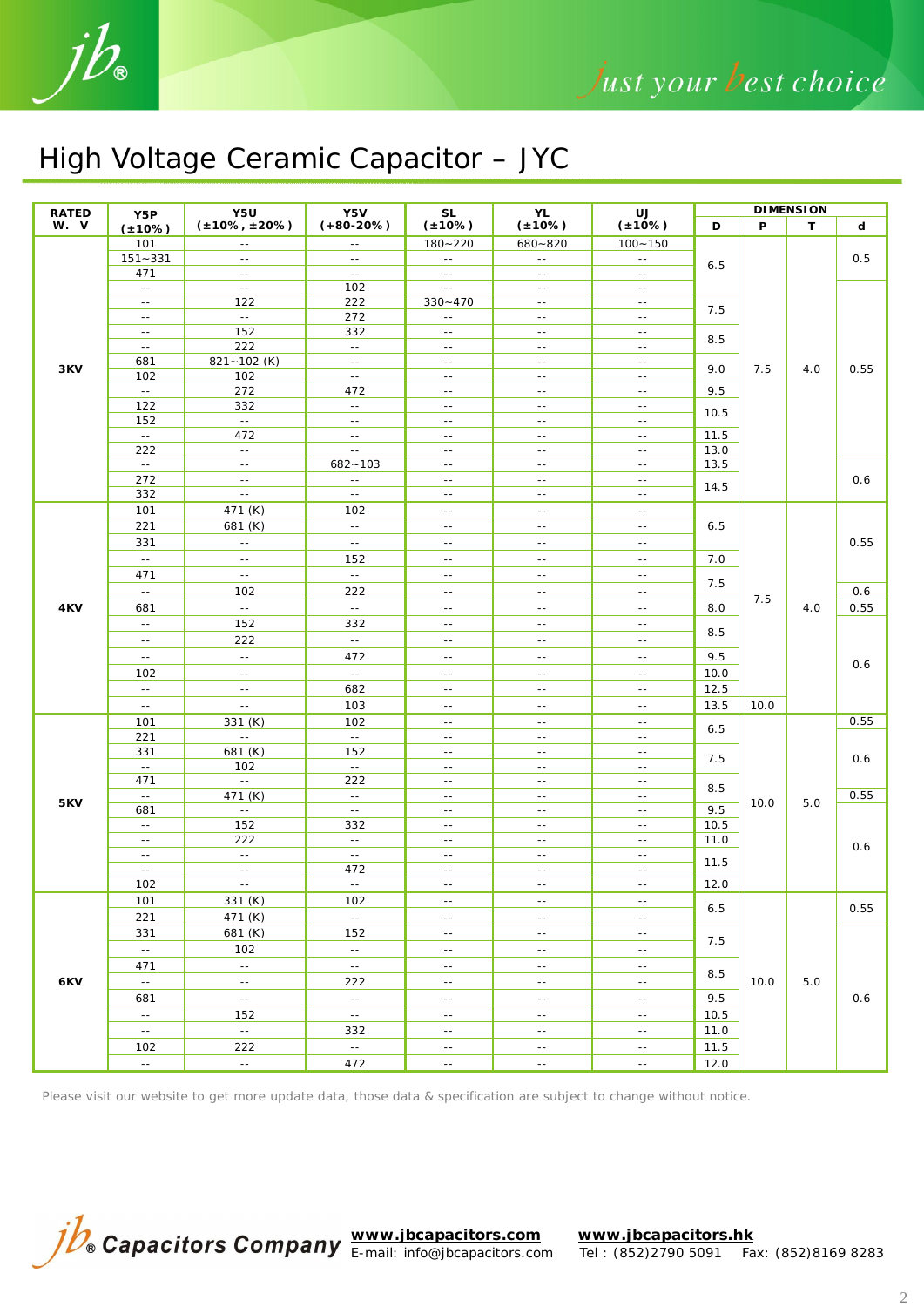# High Voltage Ceramic Capacitor – JYC

| RATED W. V | Y5P (±10%) | Y5U (±10%, ±20%) | Y5V (+80-20%) | SL (±10%) | YL (±10%) | UJ (±10%) | DIMENSION | | | |
|---|---|---|---|---|---|---|---|---|---|---|
| | | | | | | | D | P | T | d |
| 3KV | 101 | -- | -- | 180~220 | -- | 100~150 | 6.5 | 7.5 | 4.0 | 0.5 |
| | 151~331 | -- | -- | -- | -- | -- | | | | |
| | 471 | -- | -- | -- | -- | -- | | | | |
| | -- | -- | 102 | -- | -- | -- | | | | 0.55 |
| | -- | 122 | 222 | 330~470 | -- | -- | 7.5 | | | |
| | -- | -- | 272 | -- | -- | -- | | | | |
| | -- | 152 | 332 | -- | -- | -- | 8.5 | | | |
| | -- | 222 | -- | -- | -- | -- | | | | |
| | 681 | 821~102 (K) | -- | -- | -- | -- | 9.0 | | | |
| | 102 | 102 | -- | -- | -- | -- | | | | |
| | -- | 272 | 472 | -- | -- | -- | 9.5 | | | |
| | 122 | 332 | -- | -- | -- | -- | 10.5 | | | |
| | 152 | -- | -- | -- | -- | -- | | | | |
| | -- | 472 | -- | -- | -- | -- | 11.5 | | | |
| | 222 | -- | -- | -- | -- | -- | 13.0 | | | |
| | -- | -- | 682~103 | -- | -- | -- | 13.5 | | | 0.6 |
| | 272 | -- | -- | -- | -- | -- | 14.5 | | | |
| | 332 | -- | -- | -- | -- | -- | | | | |
| 4KV | 101 | 471 (K) | 102 | -- | -- | -- | 6.5 | 7.5 | 4.0 | 0.55 |
| | 221 | 681 (K) | -- | -- | -- | -- | | | | |
| | 331 | -- | -- | -- | -- | -- | | | | |
| | -- | -- | 152 | -- | -- | -- | 7.0 | | | |
| | 471 | -- | -- | -- | -- | -- | 7.5 | | | |
| | -- | 102 | 222 | -- | -- | -- | | | | 0.6 |
| | 681 | -- | -- | -- | -- | -- | 8.0 | | | 0.55 |
| | -- | 152 | 332 | -- | -- | -- | 8.5 | | | 0.6 |
| | -- | 222 | -- | -- | -- | -- | | | | |
| | -- | -- | 472 | -- | -- | -- | 9.5 | | | |
| | 102 | -- | -- | -- | -- | -- | 10.0 | | | |
| | -- | -- | 682 | -- | -- | -- | 12.5 | | | |
| | -- | -- | 103 | -- | -- | -- | 13.5 | 10.0 | | |
| 5KV | 101 | 331 (K) | 102 | -- | -- | -- | 6.5 | 10.0 | 5.0 | 0.55 |
| | 221 | -- | -- | -- | -- | -- | | | | 0.6 |
| | 331 | 681 (K) | 152 | -- | -- | -- | 7.5 | | | |
| | -- | 102 | -- | -- | -- | -- | | | | |
| | 471 | -- | 222 | -- | -- | -- | 8.5 | | | |
| | -- | 471 (K) | -- | -- | -- | -- | | | | 0.55 |
| | 681 | -- | -- | -- | -- | -- | 9.5 | | | 0.6 |
| | -- | 152 | 332 | -- | -- | -- | 10.5 | | | |
| | -- | 222 | -- | -- | -- | -- | 11.0 | | | |
| | -- | -- | -- | -- | -- | -- | 11.5 | | | |
| | -- | -- | 472 | -- | -- | -- | | | | |
| | 102 | -- | -- | -- | -- | -- | 12.0 | | | |
| 6KV | 101 | 331 (K) | 102 | -- | -- | -- | 6.5 | 10.0 | 5.0 | 0.55 |
| | 221 | 471 (K) | -- | -- | -- | -- | | | | |
| | 331 | 681 (K) | 152 | -- | -- | -- | 7.5 | | | 0.6 |
| | -- | 102 | -- | -- | -- | -- | | | | |
| | 471 | -- | -- | -- | -- | -- | 8.5 | | | |
| | -- | -- | 222 | -- | -- | -- | | | | |
| | 681 | -- | -- | -- | -- | -- | 9.5 | | | |
| | -- | 152 | -- | -- | -- | -- | 10.5 | | | |
| | -- | -- | 332 | -- | -- | -- | 11.0 | | | |
| | 102 | 222 | -- | -- | -- | -- | 11.5 | | | |
| | -- | -- | 472 | -- | -- | -- | 12.0 | | | |

Please visit our website to get more update data, those data & specification are subject to change without notice.

jb® Capacitors Company **www.jbcapacitors.com** E-mail: info@jbcapacitors.com **www.jbcapacitors.hk** Tel : (852)2790 5091 Fax: (852)8169 8283